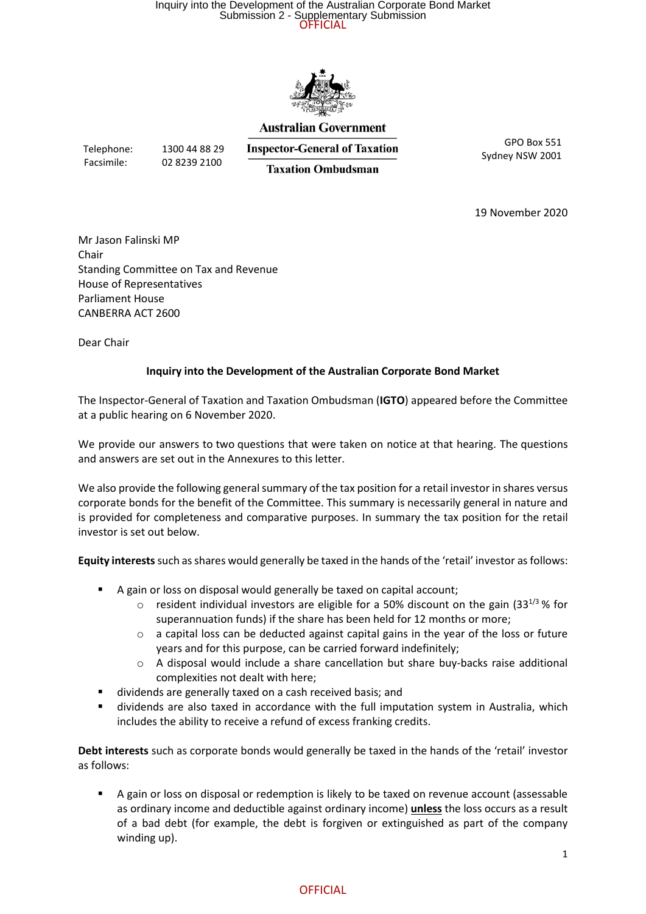**Australian Government**

**Inspector-General of Taxation**

**Taxation Ombudsman**

Telephone: 1300 44 88 29
Facsimile: 02 8239 2100

GPO Box 551
Sydney NSW 2001

19 November 2020

Mr Jason Falinski MP
Chair
Standing Committee on Tax and Revenue
House of Representatives
Parliament House
CANBERRA ACT 2600

Dear Chair

**Inquiry into the Development of the Australian Corporate Bond Market**

The Inspector-General of Taxation and Taxation Ombudsman (**IGTO**) appeared before the Committee at a public hearing on 6 November 2020.

We provide our answers to two questions that were taken on notice at that hearing. The questions and answers are set out in the Annexures to this letter.

We also provide the following general summary of the tax position for a retail investor in shares versus corporate bonds for the benefit of the Committee. This summary is necessarily general in nature and is provided for completeness and comparative purposes. In summary the tax position for the retail investor is set out below.

**Equity interests** such as shares would generally be taxed in the hands of the 'retail' investor as follows:

- A gain or loss on disposal would generally be taxed on capital account;
    - resident individual investors are eligible for a 50% discount on the gain ($33^{1/3}$% for superannuation funds) if the share has been held for 12 months or more;
    - a capital loss can be deducted against capital gains in the year of the loss or future years and for this purpose, can be carried forward indefinitely;
    - A disposal would include a share cancellation but share buy-backs raise additional complexities not dealt with here;
- dividends are generally taxed on a cash received basis; and
- dividends are also taxed in accordance with the full imputation system in Australia, which includes the ability to receive a refund of excess franking credits.

**Debt interests** such as corporate bonds would generally be taxed in the hands of the 'retail' investor as follows:

- A gain or loss on disposal or redemption is likely to be taxed on revenue account (assessable as ordinary income and deductible against ordinary income) **<u>unless</u>** the loss occurs as a result of a bad debt (for example, the debt is forgiven or extinguished as part of the company winding up).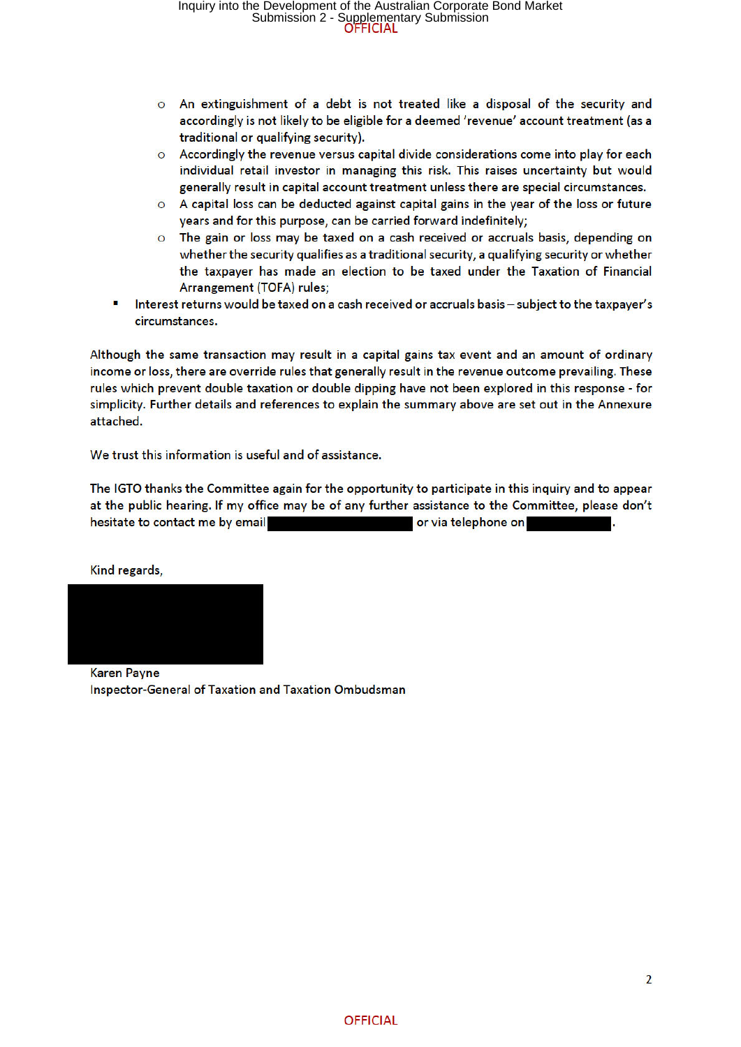- An extinguishment of a debt is not treated like a disposal of the security and accordingly is not likely to be eligible for a deemed 'revenue' account treatment (as a traditional or qualifying security).
  - Accordingly the revenue versus capital divide considerations come into play for each individual retail investor in managing this risk. This raises uncertainty but would generally result in capital account treatment unless there are special circumstances.
  - A capital loss can be deducted against capital gains in the year of the loss or future years and for this purpose, can be carried forward indefinitely;
  - The gain or loss may be taxed on a cash received or accruals basis, depending on whether the security qualifies as a traditional security, a qualifying security or whether the taxpayer has made an election to be taxed under the Taxation of Financial Arrangement (TOFA) rules;
- Interest returns would be taxed on a cash received or accruals basis – subject to the taxpayer's circumstances.

Although the same transaction may result in a capital gains tax event and an amount of ordinary income or loss, there are override rules that generally result in the revenue outcome prevailing. These rules which prevent double taxation or double dipping have not been explored in this response - for simplicity. Further details and references to explain the summary above are set out in the Annexure attached.

We trust this information is useful and of assistance.

The IGTO thanks the Committee again for the opportunity to participate in this inquiry and to appear at the public hearing. If my office may be of any further assistance to the Committee, please don't hesitate to contact me by email [redacted] or via telephone on [redacted].

Kind regards,

[redacted]

Karen Payne
Inspector-General of Taxation and Taxation Ombudsman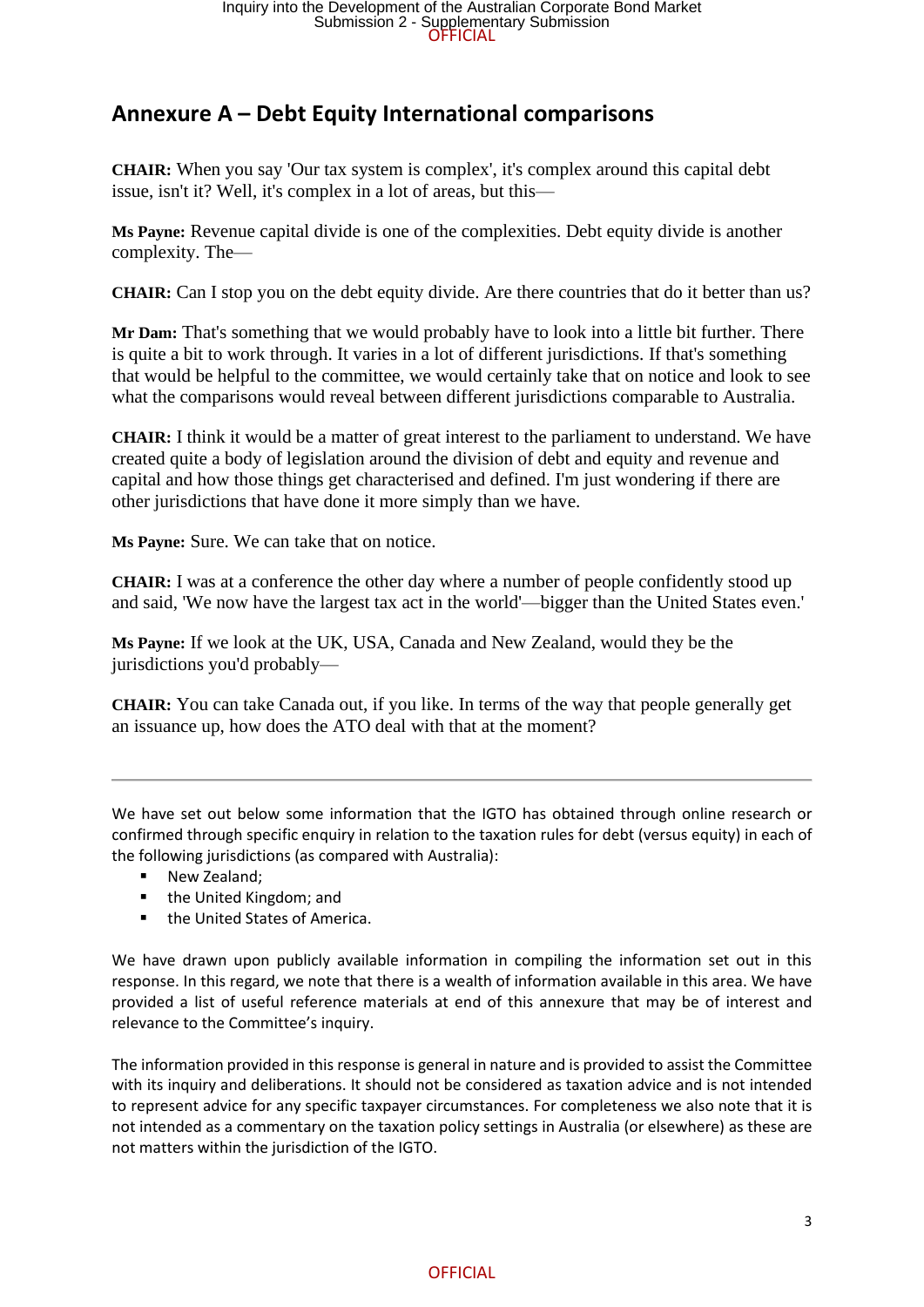## Annexure A – Debt Equity International comparisons

**CHAIR:** When you say 'Our tax system is complex', it's complex around this capital debt issue, isn't it? Well, it's complex in a lot of areas, but this—

**Ms Payne:** Revenue capital divide is one of the complexities. Debt equity divide is another complexity. The—

**CHAIR:** Can I stop you on the debt equity divide. Are there countries that do it better than us?

**Mr Dam:** That's something that we would probably have to look into a little bit further. There is quite a bit to work through. It varies in a lot of different jurisdictions. If that's something that would be helpful to the committee, we would certainly take that on notice and look to see what the comparisons would reveal between different jurisdictions comparable to Australia.

**CHAIR:** I think it would be a matter of great interest to the parliament to understand. We have created quite a body of legislation around the division of debt and equity and revenue and capital and how those things get characterised and defined. I'm just wondering if there are other jurisdictions that have done it more simply than we have.

**Ms Payne:** Sure. We can take that on notice.

**CHAIR:** I was at a conference the other day where a number of people confidently stood up and said, 'We now have the largest tax act in the world'—bigger than the United States even.'

**Ms Payne:** If we look at the UK, USA, Canada and New Zealand, would they be the jurisdictions you'd probably—

**CHAIR:** You can take Canada out, if you like. In terms of the way that people generally get an issuance up, how does the ATO deal with that at the moment?

---

We have set out below some information that the IGTO has obtained through online research or confirmed through specific enquiry in relation to the taxation rules for debt (versus equity) in each of the following jurisdictions (as compared with Australia):

- New Zealand;
- the United Kingdom; and
- the United States of America.

We have drawn upon publicly available information in compiling the information set out in this response. In this regard, we note that there is a wealth of information available in this area. We have provided a list of useful reference materials at end of this annexure that may be of interest and relevance to the Committee's inquiry.

The information provided in this response is general in nature and is provided to assist the Committee with its inquiry and deliberations. It should not be considered as taxation advice and is not intended to represent advice for any specific taxpayer circumstances. For completeness we also note that it is not intended as a commentary on the taxation policy settings in Australia (or elsewhere) as these are not matters within the jurisdiction of the IGTO.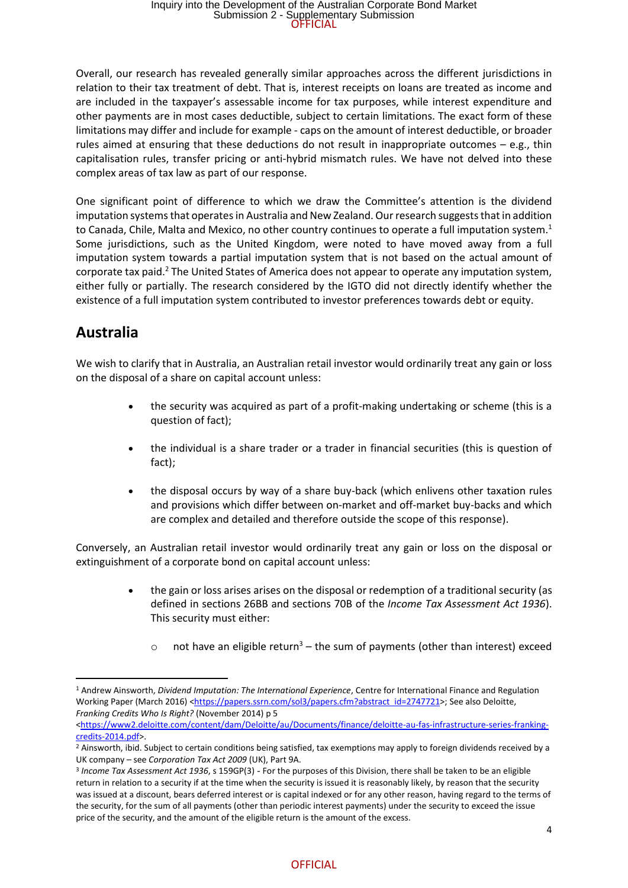Overall, our research has revealed generally similar approaches across the different jurisdictions in relation to their tax treatment of debt. That is, interest receipts on loans are treated as income and are included in the taxpayer's assessable income for tax purposes, while interest expenditure and other payments are in most cases deductible, subject to certain limitations. The exact form of these limitations may differ and include for example - caps on the amount of interest deductible, or broader rules aimed at ensuring that these deductions do not result in inappropriate outcomes – e.g., thin capitalisation rules, transfer pricing or anti-hybrid mismatch rules. We have not delved into these complex areas of tax law as part of our response.

One significant point of difference to which we draw the Committee's attention is the dividend imputation systems that operates in Australia and New Zealand. Our research suggests that in addition to Canada, Chile, Malta and Mexico, no other country continues to operate a full imputation system.[1] Some jurisdictions, such as the United Kingdom, were noted to have moved away from a full imputation system towards a partial imputation system that is not based on the actual amount of corporate tax paid.[2] The United States of America does not appear to operate any imputation system, either fully or partially. The research considered by the IGTO did not directly identify whether the existence of a full imputation system contributed to investor preferences towards debt or equity.

## Australia

We wish to clarify that in Australia, an Australian retail investor would ordinarily treat any gain or loss on the disposal of a share on capital account unless:

- the security was acquired as part of a profit-making undertaking or scheme (this is a question of fact);
- the individual is a share trader or a trader in financial securities (this is question of fact);
- the disposal occurs by way of a share buy-back (which enlivens other taxation rules and provisions which differ between on-market and off-market buy-backs and which are complex and detailed and therefore outside the scope of this response).

Conversely, an Australian retail investor would ordinarily treat any gain or loss on the disposal or extinguishment of a corporate bond on capital account unless:

- the gain or loss arises arises on the disposal or redemption of a traditional security (as defined in sections 26BB and sections 70B of the *Income Tax Assessment Act 1936*). This security must either:
    - not have an eligible return[3] – the sum of payments (other than interest) exceed

---

[1] Andrew Ainsworth, *Dividend Imputation: The International Experience*, Centre for International Finance and Regulation Working Paper (March 2016) <https://papers.ssrn.com/sol3/papers.cfm?abstract_id=2747721>; See also Deloitte, *Franking Credits Who Is Right?* (November 2014) p 5 <https://www2.deloitte.com/content/dam/Deloitte/au/Documents/finance/deloitte-au-fas-infrastructure-series-franking-credits-2014.pdf>.

[2] Ainsworth, ibid. Subject to certain conditions being satisfied, tax exemptions may apply to foreign dividends received by a UK company – see *Corporation Tax Act 2009* (UK), Part 9A.

[3] *Income Tax Assessment Act 1936*, s 159GP(3) - For the purposes of this Division, there shall be taken to be an eligible return in relation to a security if at the time when the security is issued it is reasonably likely, by reason that the security was issued at a discount, bears deferred interest or is capital indexed or for any other reason, having regard to the terms of the security, for the sum of all payments (other than periodic interest payments) under the security to exceed the issue price of the security, and the amount of the eligible return is the amount of the excess.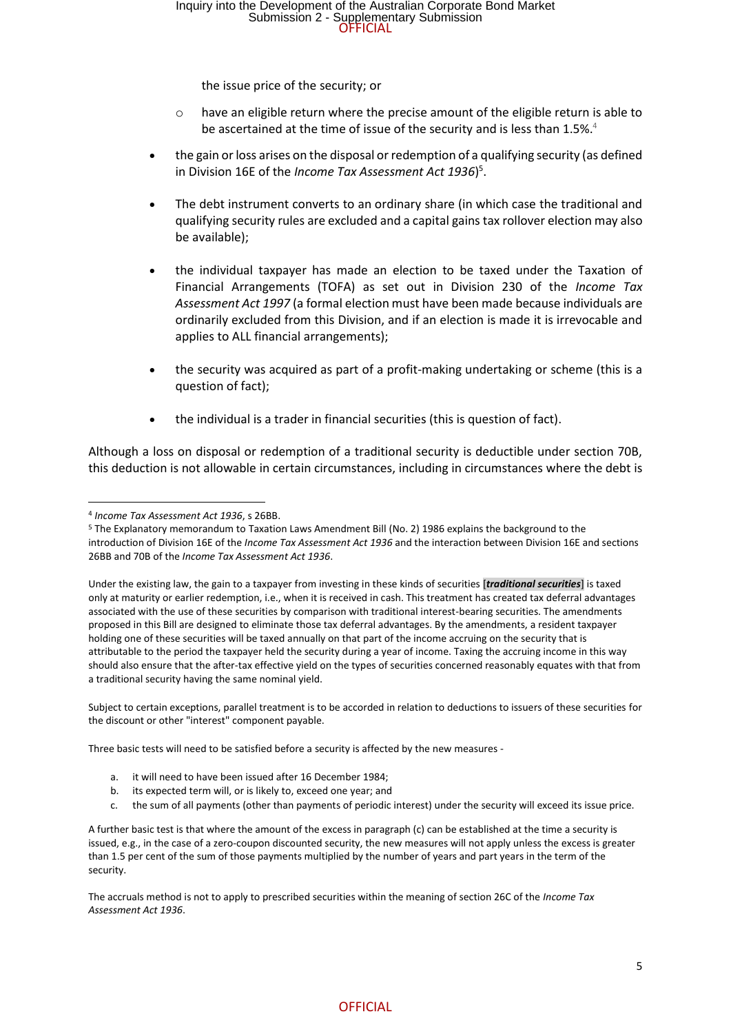the issue price of the security; or

- have an eligible return where the precise amount of the eligible return is able to be ascertained at the time of issue of the security and is less than 1.5%.[4]

- the gain or loss arises on the disposal or redemption of a qualifying security (as defined in Division 16E of the *Income Tax Assessment Act 1936*)[5].
- The debt instrument converts to an ordinary share (in which case the traditional and qualifying security rules are excluded and a capital gains tax rollover election may also be available);
- the individual taxpayer has made an election to be taxed under the Taxation of Financial Arrangements (TOFA) as set out in Division 230 of the *Income Tax Assessment Act 1997* (a formal election must have been made because individuals are ordinarily excluded from this Division, and if an election is made it is irrevocable and applies to ALL financial arrangements);
- the security was acquired as part of a profit-making undertaking or scheme (this is a question of fact);
- the individual is a trader in financial securities (this is question of fact).

Although a loss on disposal or redemption of a traditional security is deductible under section 70B, this deduction is not allowable in certain circumstances, including in circumstances where the debt is

---

[4] *Income Tax Assessment Act 1936*, s 26BB.

[5] The Explanatory memorandum to Taxation Laws Amendment Bill (No. 2) 1986 explains the background to the introduction of Division 16E of the *Income Tax Assessment Act 1936* and the interaction between Division 16E and sections 26BB and 70B of the *Income Tax Assessment Act 1936*.

Under the existing law, the gain to a taxpayer from investing in these kinds of securities [***traditional securities***] is taxed only at maturity or earlier redemption, i.e., when it is received in cash. This treatment has created tax deferral advantages associated with the use of these securities by comparison with traditional interest-bearing securities. The amendments proposed in this Bill are designed to eliminate those tax deferral advantages. By the amendments, a resident taxpayer holding one of these securities will be taxed annually on that part of the income accruing on the security that is attributable to the period the taxpayer held the security during a year of income. Taxing the accruing income in this way should also ensure that the after-tax effective yield on the types of securities concerned reasonably equates with that from a traditional security having the same nominal yield.

Subject to certain exceptions, parallel treatment is to be accorded in relation to deductions to issuers of these securities for the discount or other "interest" component payable.

Three basic tests will need to be satisfied before a security is affected by the new measures -

a. it will need to have been issued after 16 December 1984;
b. its expected term will, or is likely to, exceed one year; and
c. the sum of all payments (other than payments of periodic interest) under the security will exceed its issue price.

A further basic test is that where the amount of the excess in paragraph (c) can be established at the time a security is issued, e.g., in the case of a zero-coupon discounted security, the new measures will not apply unless the excess is greater than 1.5 per cent of the sum of those payments multiplied by the number of years and part years in the term of the security.

The accruals method is not to apply to prescribed securities within the meaning of section 26C of the *Income Tax Assessment Act 1936*.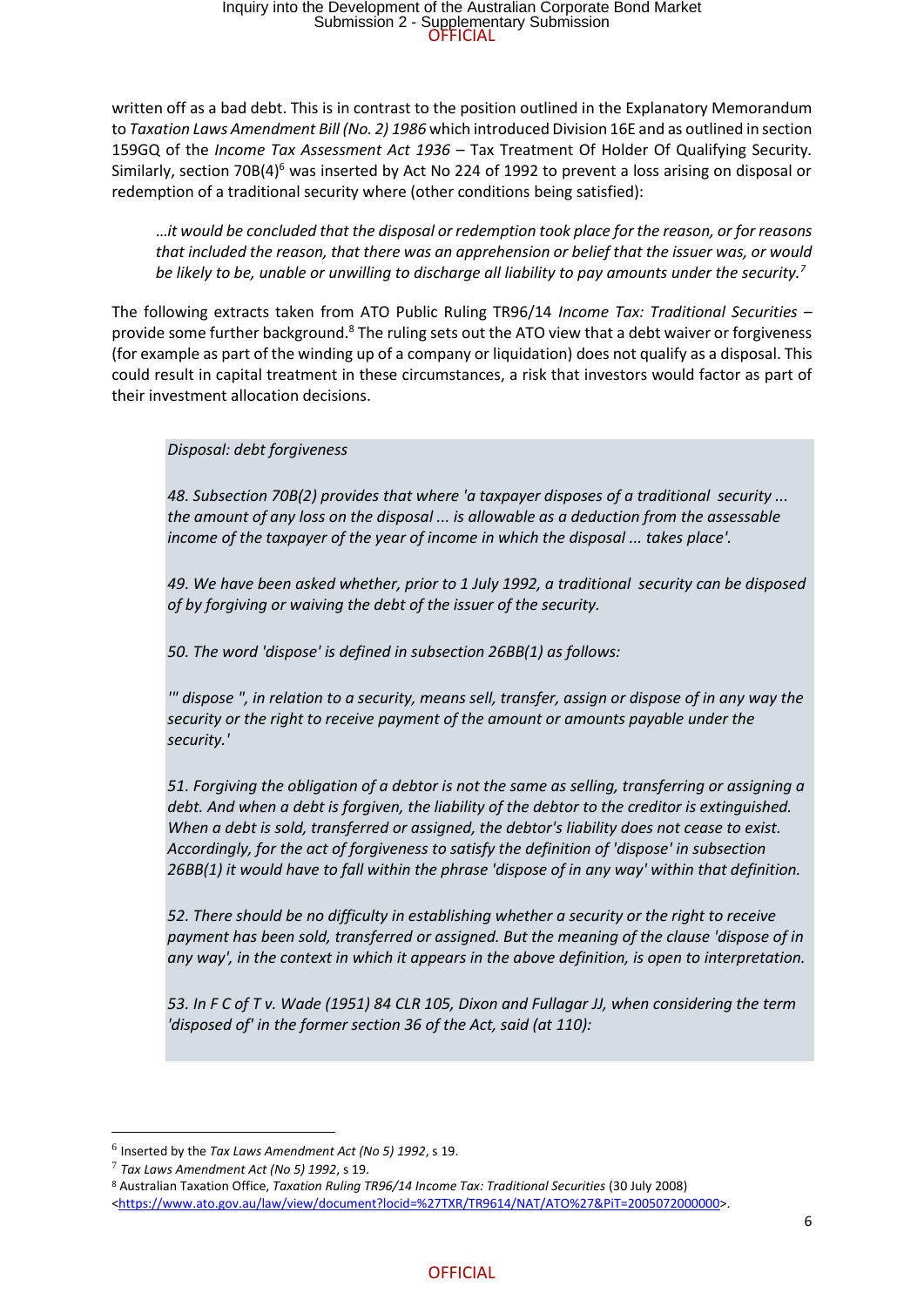written off as a bad debt. This is in contrast to the position outlined in the Explanatory Memorandum to *Taxation Laws Amendment Bill (No. 2) 1986* which introduced Division 16E and as outlined in section 159GQ of the *Income Tax Assessment Act 1936* – Tax Treatment Of Holder Of Qualifying Security. Similarly, section 70B(4)[6] was inserted by Act No 224 of 1992 to prevent a loss arising on disposal or redemption of a traditional security where (other conditions being satisfied):

> *…it would be concluded that the disposal or redemption took place for the reason, or for reasons that included the reason, that there was an apprehension or belief that the issuer was, or would be likely to be, unable or unwilling to discharge all liability to pay amounts under the security.*[7]

The following extracts taken from ATO Public Ruling TR96/14 *Income Tax: Traditional Securities* – provide some further background.[8] The ruling sets out the ATO view that a debt waiver or forgiveness (for example as part of the winding up of a company or liquidation) does not qualify as a disposal. This could result in capital treatment in these circumstances, a risk that investors would factor as part of their investment allocation decisions.

> *Disposal: debt forgiveness*
>
> *48. Subsection 70B(2) provides that where 'a taxpayer disposes of a traditional security ... the amount of any loss on the disposal ... is allowable as a deduction from the assessable income of the taxpayer of the year of income in which the disposal ... takes place'.*
>
> *49. We have been asked whether, prior to 1 July 1992, a traditional security can be disposed of by forgiving or waiving the debt of the issuer of the security.*
>
> *50. The word 'dispose' is defined in subsection 26BB(1) as follows:*
>
> *'" dispose ", in relation to a security, means sell, transfer, assign or dispose of in any way the security or the right to receive payment of the amount or amounts payable under the security.'*
>
> *51. Forgiving the obligation of a debtor is not the same as selling, transferring or assigning a debt. And when a debt is forgiven, the liability of the debtor to the creditor is extinguished. When a debt is sold, transferred or assigned, the debtor's liability does not cease to exist. Accordingly, for the act of forgiveness to satisfy the definition of 'dispose' in subsection 26BB(1) it would have to fall within the phrase 'dispose of in any way' within that definition.*
>
> *52. There should be no difficulty in establishing whether a security or the right to receive payment has been sold, transferred or assigned. But the meaning of the clause 'dispose of in any way', in the context in which it appears in the above definition, is open to interpretation.*
>
> *53. In F C of T v. Wade (1951) 84 CLR 105, Dixon and Fullagar JJ, when considering the term 'disposed of' in the former section 36 of the Act, said (at 110):*

---

[6] Inserted by the *Tax Laws Amendment Act (No 5) 1992*, s 19.

[7] *Tax Laws Amendment Act (No 5) 1992*, s 19.

[8] Australian Taxation Office, *Taxation Ruling TR96/14 Income Tax: Traditional Securities* (30 July 2008) <https://www.ato.gov.au/law/view/document?locid=%27TXR/TR9614/NAT/ATO%27&PiT=20050720000000>.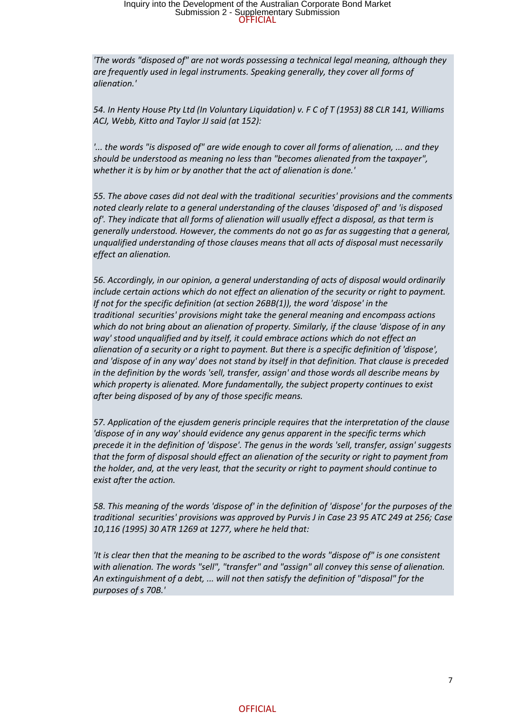*'The words "disposed of" are not words possessing a technical legal meaning, although they are frequently used in legal instruments. Speaking generally, they cover all forms of alienation.'*

*54. In Henty House Pty Ltd (In Voluntary Liquidation) v. F C of T (1953) 88 CLR 141, Williams ACJ, Webb, Kitto and Taylor JJ said (at 152):*

*'... the words "is disposed of" are wide enough to cover all forms of alienation, ... and they should be understood as meaning no less than "becomes alienated from the taxpayer", whether it is by him or by another that the act of alienation is done.'*

*55. The above cases did not deal with the traditional securities' provisions and the comments noted clearly relate to a general understanding of the clauses 'disposed of' and 'is disposed of'. They indicate that all forms of alienation will usually effect a disposal, as that term is generally understood. However, the comments do not go as far as suggesting that a general, unqualified understanding of those clauses means that all acts of disposal must necessarily effect an alienation.*

*56. Accordingly, in our opinion, a general understanding of acts of disposal would ordinarily include certain actions which do not effect an alienation of the security or right to payment. If not for the specific definition (at section 26BB(1)), the word 'dispose' in the traditional securities' provisions might take the general meaning and encompass actions which do not bring about an alienation of property. Similarly, if the clause 'dispose of in any way' stood unqualified and by itself, it could embrace actions which do not effect an alienation of a security or a right to payment. But there is a specific definition of 'dispose', and 'dispose of in any way' does not stand by itself in that definition. That clause is preceded in the definition by the words 'sell, transfer, assign' and those words all describe means by which property is alienated. More fundamentally, the subject property continues to exist after being disposed of by any of those specific means.*

*57. Application of the ejusdem generis principle requires that the interpretation of the clause 'dispose of in any way' should evidence any genus apparent in the specific terms which precede it in the definition of 'dispose'. The genus in the words 'sell, transfer, assign' suggests that the form of disposal should effect an alienation of the security or right to payment from the holder, and, at the very least, that the security or right to payment should continue to exist after the action.*

*58. This meaning of the words 'dispose of' in the definition of 'dispose' for the purposes of the traditional securities' provisions was approved by Purvis J in Case 23 95 ATC 249 at 256; Case 10,116 (1995) 30 ATR 1269 at 1277, where he held that:*

*'It is clear then that the meaning to be ascribed to the words "dispose of" is one consistent with alienation. The words "sell", "transfer" and "assign" all convey this sense of alienation. An extinguishment of a debt, ... will not then satisfy the definition of "disposal" for the purposes of s 70B.'*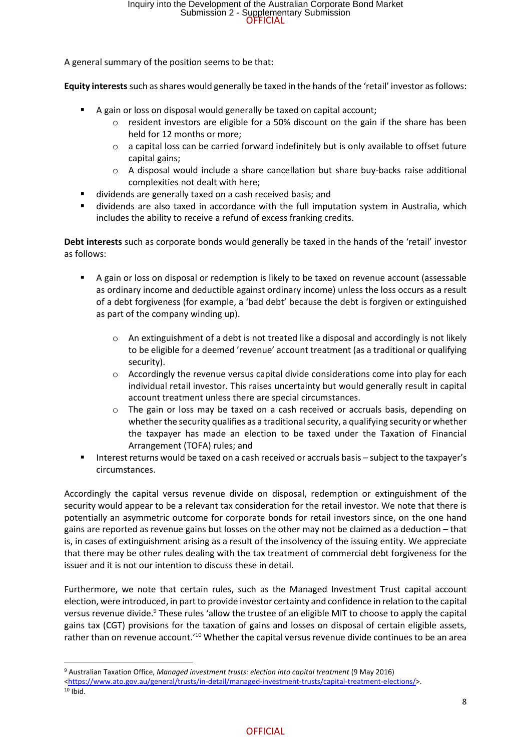A general summary of the position seems to be that:

**Equity interests** such as shares would generally be taxed in the hands of the 'retail' investor as follows:

- A gain or loss on disposal would generally be taxed on capital account;
    - resident investors are eligible for a 50% discount on the gain if the share has been held for 12 months or more;
    - a capital loss can be carried forward indefinitely but is only available to offset future capital gains;
    - A disposal would include a share cancellation but share buy-backs raise additional complexities not dealt with here;
- dividends are generally taxed on a cash received basis; and
- dividends are also taxed in accordance with the full imputation system in Australia, which includes the ability to receive a refund of excess franking credits.

**Debt interests** such as corporate bonds would generally be taxed in the hands of the 'retail' investor as follows:

- A gain or loss on disposal or redemption is likely to be taxed on revenue account (assessable as ordinary income and deductible against ordinary income) unless the loss occurs as a result of a debt forgiveness (for example, a 'bad debt' because the debt is forgiven or extinguished as part of the company winding up).
    - An extinguishment of a debt is not treated like a disposal and accordingly is not likely to be eligible for a deemed 'revenue' account treatment (as a traditional or qualifying security).
    - Accordingly the revenue versus capital divide considerations come into play for each individual retail investor. This raises uncertainty but would generally result in capital account treatment unless there are special circumstances.
    - The gain or loss may be taxed on a cash received or accruals basis, depending on whether the security qualifies as a traditional security, a qualifying security or whether the taxpayer has made an election to be taxed under the Taxation of Financial Arrangement (TOFA) rules; and
- Interest returns would be taxed on a cash received or accruals basis – subject to the taxpayer's circumstances.

Accordingly the capital versus revenue divide on disposal, redemption or extinguishment of the security would appear to be a relevant tax consideration for the retail investor. We note that there is potentially an asymmetric outcome for corporate bonds for retail investors since, on the one hand gains are reported as revenue gains but losses on the other may not be claimed as a deduction – that is, in cases of extinguishment arising as a result of the insolvency of the issuing entity. We appreciate that there may be other rules dealing with the tax treatment of commercial debt forgiveness for the issuer and it is not our intention to discuss these in detail.

Furthermore, we note that certain rules, such as the Managed Investment Trust capital account election, were introduced, in part to provide investor certainty and confidence in relation to the capital versus revenue divide.[9] These rules 'allow the trustee of an eligible MIT to choose to apply the capital gains tax (CGT) provisions for the taxation of gains and losses on disposal of certain eligible assets, rather than on revenue account.'[10] Whether the capital versus revenue divide continues to be an area

---

[9] Australian Taxation Office, *Managed investment trusts: election into capital treatment* (9 May 2016) <https://www.ato.gov.au/general/trusts/in-detail/managed-investment-trusts/capital-treatment-elections/>.

[10] Ibid.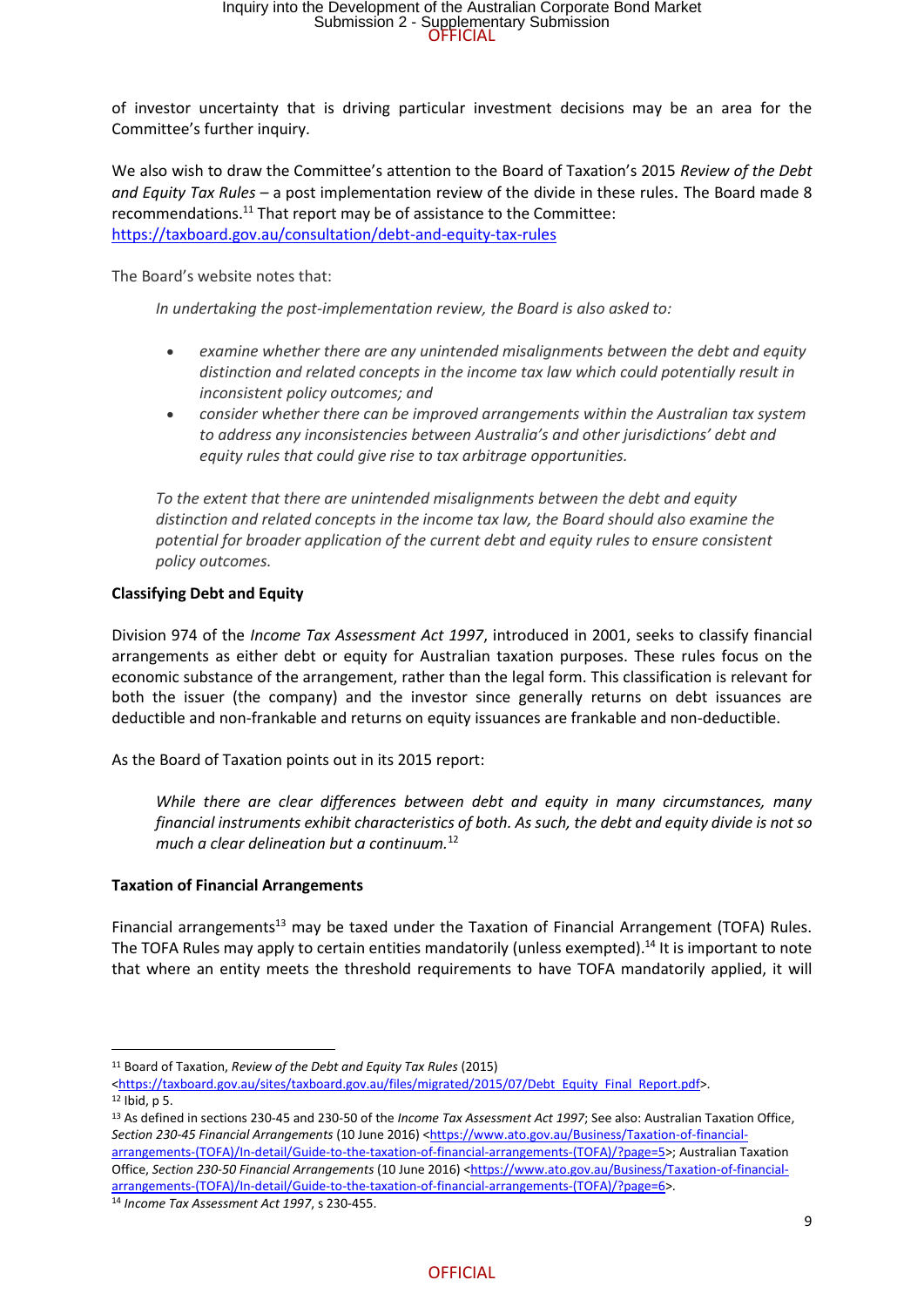of investor uncertainty that is driving particular investment decisions may be an area for the Committee's further inquiry.

We also wish to draw the Committee's attention to the Board of Taxation's 2015 *Review of the Debt and Equity Tax Rules* – a post implementation review of the divide in these rules. The Board made 8 recommendations.[11] That report may be of assistance to the Committee: https://taxboard.gov.au/consultation/debt-and-equity-tax-rules

The Board's website notes that:

> *In undertaking the post-implementation review, the Board is also asked to:*
>
> - *examine whether there are any unintended misalignments between the debt and equity distinction and related concepts in the income tax law which could potentially result in inconsistent policy outcomes; and*
> - *consider whether there can be improved arrangements within the Australian tax system to address any inconsistencies between Australia's and other jurisdictions' debt and equity rules that could give rise to tax arbitrage opportunities.*
>
> *To the extent that there are unintended misalignments between the debt and equity distinction and related concepts in the income tax law, the Board should also examine the potential for broader application of the current debt and equity rules to ensure consistent policy outcomes.*

**Classifying Debt and Equity**

Division 974 of the *Income Tax Assessment Act 1997*, introduced in 2001, seeks to classify financial arrangements as either debt or equity for Australian taxation purposes. These rules focus on the economic substance of the arrangement, rather than the legal form. This classification is relevant for both the issuer (the company) and the investor since generally returns on debt issuances are deductible and non-frankable and returns on equity issuances are frankable and non-deductible.

As the Board of Taxation points out in its 2015 report:

> *While there are clear differences between debt and equity in many circumstances, many financial instruments exhibit characteristics of both. As such, the debt and equity divide is not so much a clear delineation but a continuum.*[12]

**Taxation of Financial Arrangements**

Financial arrangements[13] may be taxed under the Taxation of Financial Arrangement (TOFA) Rules. The TOFA Rules may apply to certain entities mandatorily (unless exempted).[14] It is important to note that where an entity meets the threshold requirements to have TOFA mandatorily applied, it will

---

[11] Board of Taxation, *Review of the Debt and Equity Tax Rules* (2015) <https://taxboard.gov.au/sites/taxboard.gov.au/files/migrated/2015/07/Debt_Equity_Final_Report.pdf>.

[12] Ibid, p 5.

[13] As defined in sections 230-45 and 230-50 of the *Income Tax Assessment Act 1997*; See also: Australian Taxation Office, *Section 230-45 Financial Arrangements* (10 June 2016) <https://www.ato.gov.au/Business/Taxation-of-financial-arrangements-(TOFA)/In-detail/Guide-to-the-taxation-of-financial-arrangements-(TOFA)/?page=5>; Australian Taxation Office, *Section 230-50 Financial Arrangements* (10 June 2016) <https://www.ato.gov.au/Business/Taxation-of-financial-arrangements-(TOFA)/In-detail/Guide-to-the-taxation-of-financial-arrangements-(TOFA)/?page=6>.

[14] *Income Tax Assessment Act 1997*, s 230-455.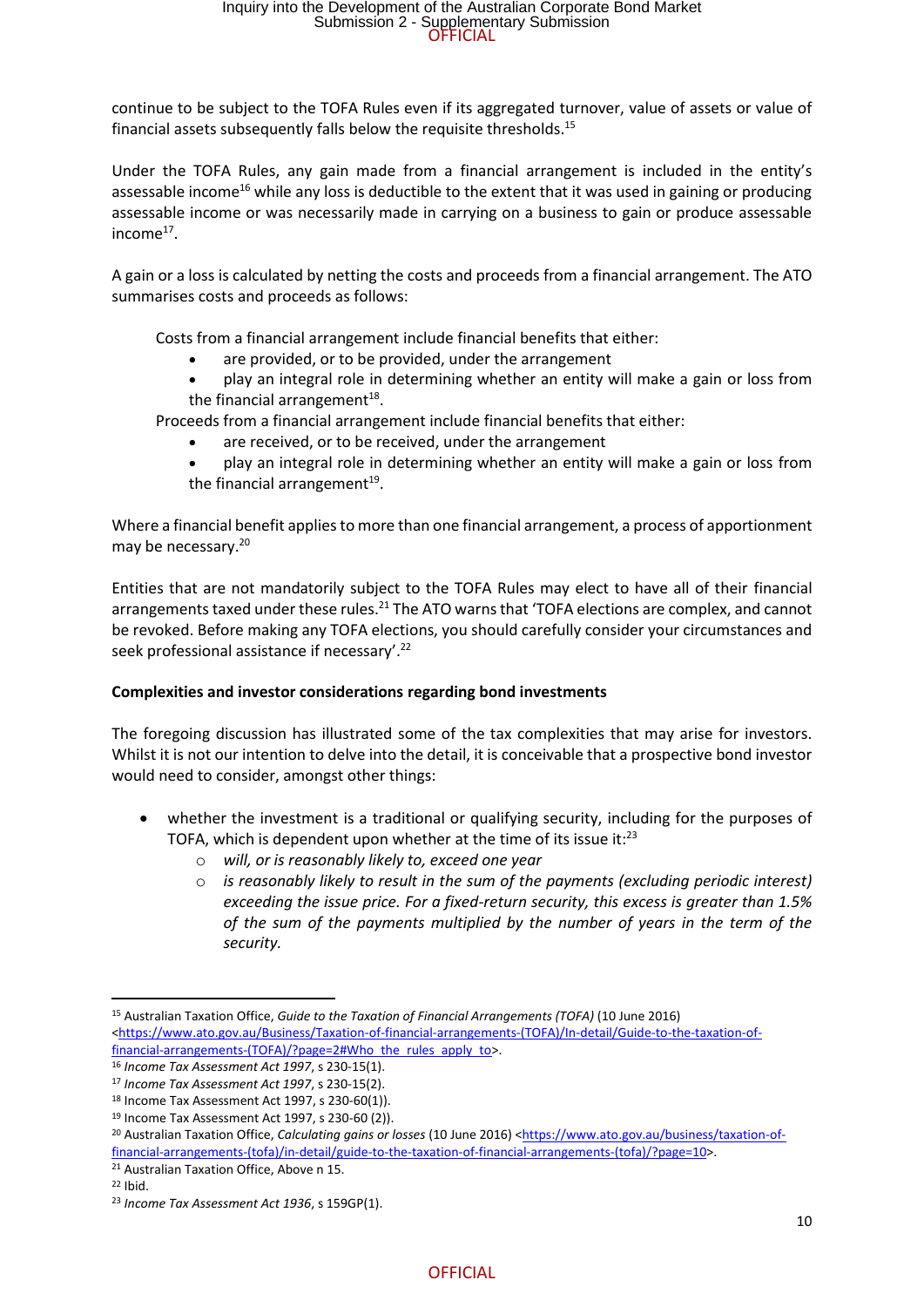continue to be subject to the TOFA Rules even if its aggregated turnover, value of assets or value of financial assets subsequently falls below the requisite thresholds.[15]

Under the TOFA Rules, any gain made from a financial arrangement is included in the entity's assessable income[16] while any loss is deductible to the extent that it was used in gaining or producing assessable income or was necessarily made in carrying on a business to gain or produce assessable income[17].

A gain or a loss is calculated by netting the costs and proceeds from a financial arrangement. The ATO summarises costs and proceeds as follows:

> Costs from a financial arrangement include financial benefits that either:
>
> - are provided, or to be provided, under the arrangement
> - play an integral role in determining whether an entity will make a gain or loss from the financial arrangement[18].
>
> Proceeds from a financial arrangement include financial benefits that either:
>
> - are received, or to be received, under the arrangement
> - play an integral role in determining whether an entity will make a gain or loss from the financial arrangement[19].

Where a financial benefit applies to more than one financial arrangement, a process of apportionment may be necessary.[20]

Entities that are not mandatorily subject to the TOFA Rules may elect to have all of their financial arrangements taxed under these rules.[21] The ATO warns that 'TOFA elections are complex, and cannot be revoked. Before making any TOFA elections, you should carefully consider your circumstances and seek professional assistance if necessary'.[22]

**Complexities and investor considerations regarding bond investments**

The foregoing discussion has illustrated some of the tax complexities that may arise for investors. Whilst it is not our intention to delve into the detail, it is conceivable that a prospective bond investor would need to consider, amongst other things:

- whether the investment is a traditional or qualifying security, including for the purposes of TOFA, which is dependent upon whether at the time of its issue it:[23]
  - *will, or is reasonably likely to, exceed one year*
  - *is reasonably likely to result in the sum of the payments (excluding periodic interest) exceeding the issue price. For a fixed-return security, this excess is greater than 1.5% of the sum of the payments multiplied by the number of years in the term of the security.*

---

[15] Australian Taxation Office, *Guide to the Taxation of Financial Arrangements (TOFA)* (10 June 2016) <https://www.ato.gov.au/Business/Taxation-of-financial-arrangements-(TOFA)/In-detail/Guide-to-the-taxation-of-financial-arrangements-(TOFA)/?page=2#Who_the_rules_apply_to>.

[16] *Income Tax Assessment Act 1997*, s 230-15(1).

[17] *Income Tax Assessment Act 1997*, s 230-15(2).

[18] Income Tax Assessment Act 1997, s 230-60(1)).

[19] Income Tax Assessment Act 1997, s 230-60 (2)).

[20] Australian Taxation Office, *Calculating gains or losses* (10 June 2016) <https://www.ato.gov.au/business/taxation-of-financial-arrangements-(tofa)/in-detail/guide-to-the-taxation-of-financial-arrangements-(tofa)/?page=10>.

[21] Australian Taxation Office, Above n 15.

[22] Ibid.

[23] *Income Tax Assessment Act 1936*, s 159GP(1).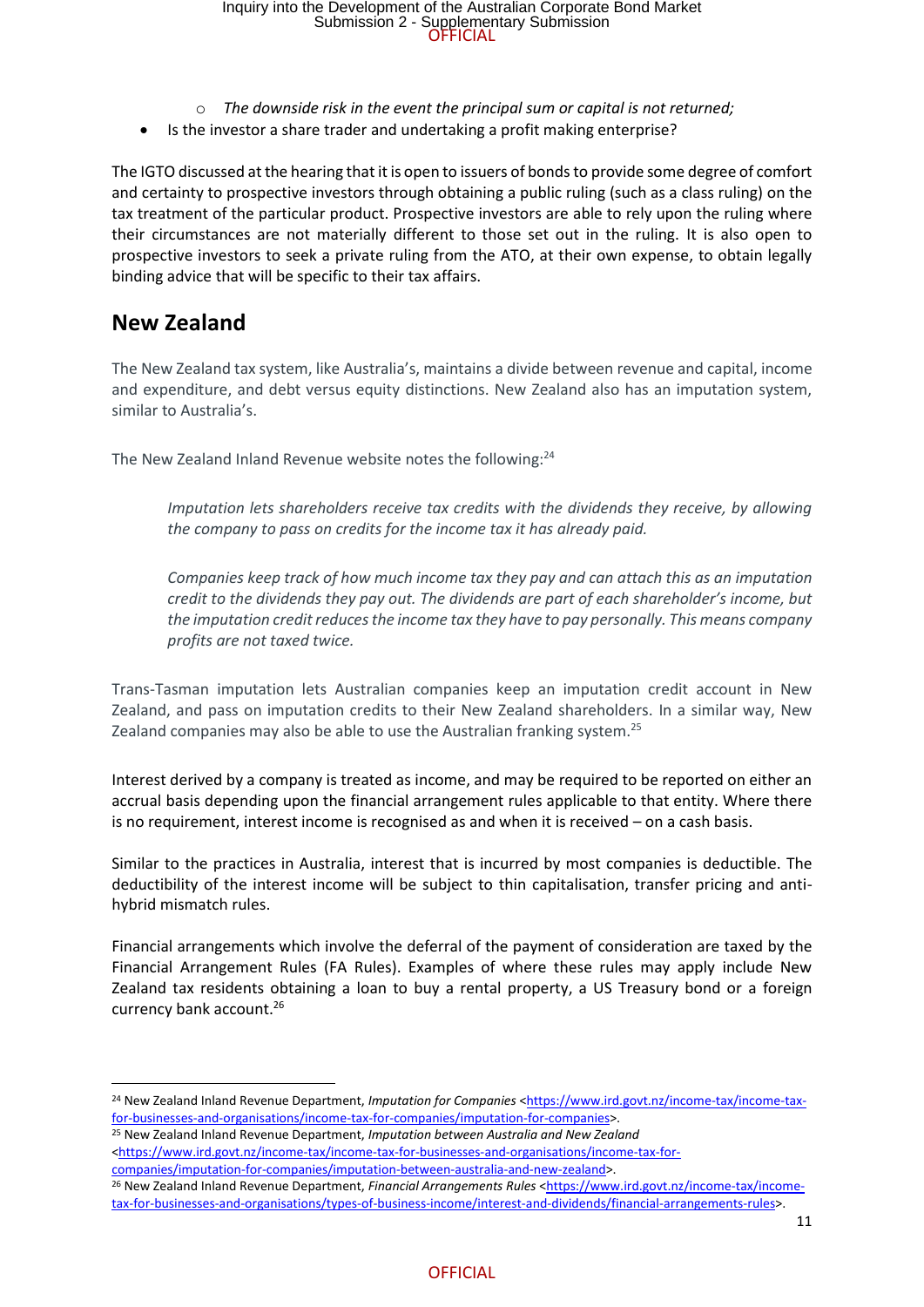- *The downside risk in the event the principal sum or capital is not returned;*
- Is the investor a share trader and undertaking a profit making enterprise?

The IGTO discussed at the hearing that it is open to issuers of bonds to provide some degree of comfort and certainty to prospective investors through obtaining a public ruling (such as a class ruling) on the tax treatment of the particular product. Prospective investors are able to rely upon the ruling where their circumstances are not materially different to those set out in the ruling. It is also open to prospective investors to seek a private ruling from the ATO, at their own expense, to obtain legally binding advice that will be specific to their tax affairs.

## New Zealand

The New Zealand tax system, like Australia's, maintains a divide between revenue and capital, income and expenditure, and debt versus equity distinctions. New Zealand also has an imputation system, similar to Australia's.

The New Zealand Inland Revenue website notes the following:[24]

> *Imputation lets shareholders receive tax credits with the dividends they receive, by allowing the company to pass on credits for the income tax it has already paid.*
>
> *Companies keep track of how much income tax they pay and can attach this as an imputation credit to the dividends they pay out. The dividends are part of each shareholder's income, but the imputation credit reduces the income tax they have to pay personally. This means company profits are not taxed twice.*

Trans-Tasman imputation lets Australian companies keep an imputation credit account in New Zealand, and pass on imputation credits to their New Zealand shareholders. In a similar way, New Zealand companies may also be able to use the Australian franking system.[25]

Interest derived by a company is treated as income, and may be required to be reported on either an accrual basis depending upon the financial arrangement rules applicable to that entity. Where there is no requirement, interest income is recognised as and when it is received – on a cash basis.

Similar to the practices in Australia, interest that is incurred by most companies is deductible. The deductibility of the interest income will be subject to thin capitalisation, transfer pricing and anti-hybrid mismatch rules.

Financial arrangements which involve the deferral of the payment of consideration are taxed by the Financial Arrangement Rules (FA Rules). Examples of where these rules may apply include New Zealand tax residents obtaining a loan to buy a rental property, a US Treasury bond or a foreign currency bank account.[26]

---

[24] New Zealand Inland Revenue Department, *Imputation for Companies* <https://www.ird.govt.nz/income-tax/income-tax-for-businesses-and-organisations/income-tax-for-companies/imputation-for-companies>.

[25] New Zealand Inland Revenue Department, *Imputation between Australia and New Zealand* <https://www.ird.govt.nz/income-tax/income-tax-for-companies/imputation-for-companies/imputation-between-australia-and-new-zealand>.

[26] New Zealand Inland Revenue Department, *Financial Arrangements Rules* <https://www.ird.govt.nz/income-tax/income-tax-for-businesses-and-organisations/types-of-business-income/interest-and-dividends/financial-arrangements-rules>.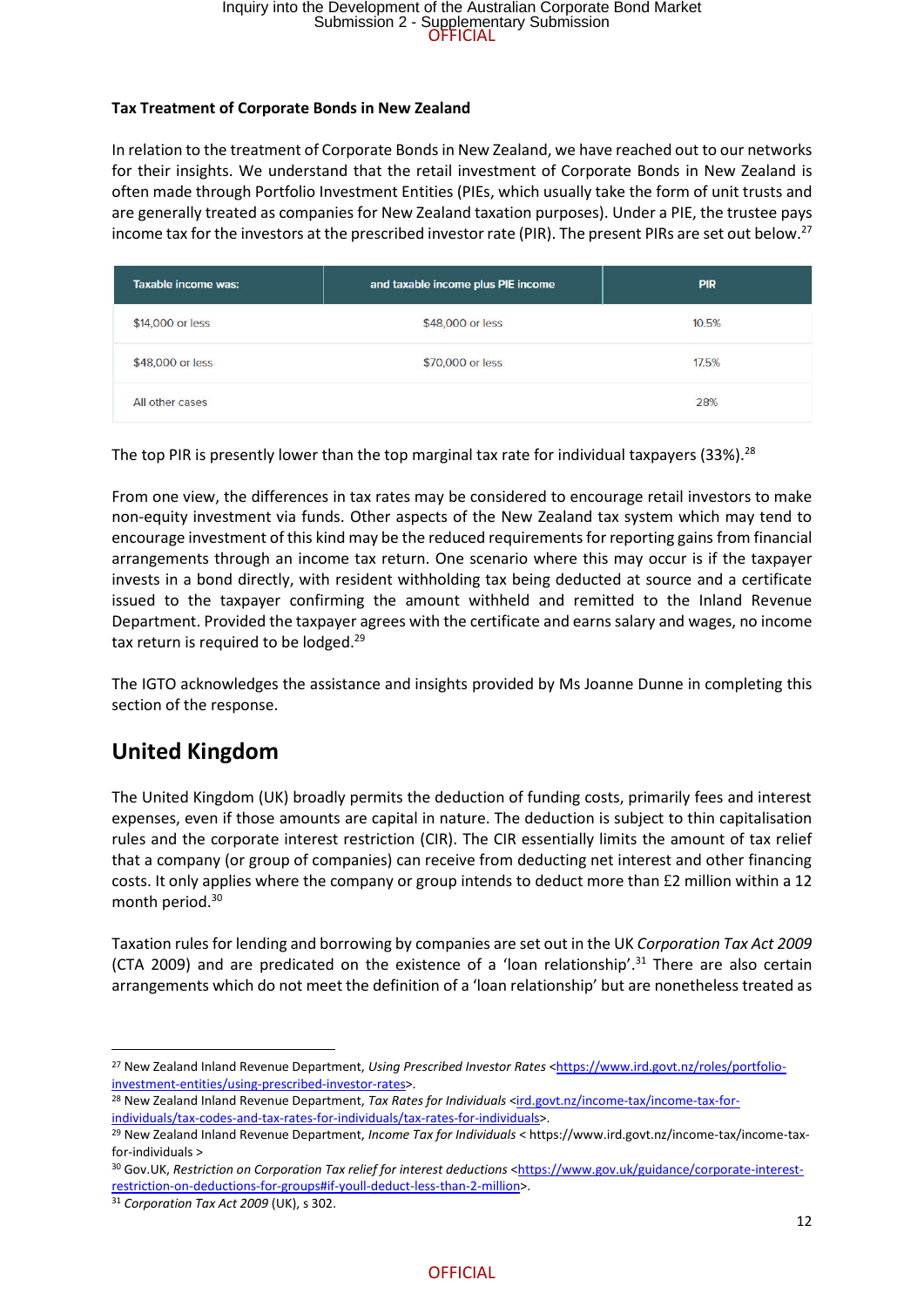**Tax Treatment of Corporate Bonds in New Zealand**

In relation to the treatment of Corporate Bonds in New Zealand, we have reached out to our networks for their insights. We understand that the retail investment of Corporate Bonds in New Zealand is often made through Portfolio Investment Entities (PIEs, which usually take the form of unit trusts and are generally treated as companies for New Zealand taxation purposes). Under a PIE, the trustee pays income tax for the investors at the prescribed investor rate (PIR). The present PIRs are set out below.[27]

| Taxable income was: | and taxable income plus PIE income | PIR |
| --- | --- | --- |
| $14,000 or less | $48,000 or less | 10.5% |
| $48,000 or less | $70,000 or less | 17.5% |
| All other cases | | 28% |

The top PIR is presently lower than the top marginal tax rate for individual taxpayers (33%).[28]

From one view, the differences in tax rates may be considered to encourage retail investors to make non-equity investment via funds. Other aspects of the New Zealand tax system which may tend to encourage investment of this kind may be the reduced requirements for reporting gains from financial arrangements through an income tax return. One scenario where this may occur is if the taxpayer invests in a bond directly, with resident withholding tax being deducted at source and a certificate issued to the taxpayer confirming the amount withheld and remitted to the Inland Revenue Department. Provided the taxpayer agrees with the certificate and earns salary and wages, no income tax return is required to be lodged.[29]

The IGTO acknowledges the assistance and insights provided by Ms Joanne Dunne in completing this section of the response.

## United Kingdom

The United Kingdom (UK) broadly permits the deduction of funding costs, primarily fees and interest expenses, even if those amounts are capital in nature. The deduction is subject to thin capitalisation rules and the corporate interest restriction (CIR). The CIR essentially limits the amount of tax relief that a company (or group of companies) can receive from deducting net interest and other financing costs. It only applies where the company or group intends to deduct more than £2 million within a 12 month period.[30]

Taxation rules for lending and borrowing by companies are set out in the UK *Corporation Tax Act 2009* (CTA 2009) and are predicated on the existence of a 'loan relationship'.[31] There are also certain arrangements which do not meet the definition of a 'loan relationship' but are nonetheless treated as

---

[27] New Zealand Inland Revenue Department, *Using Prescribed Investor Rates* <https://www.ird.govt.nz/roles/portfolio-investment-entities/using-prescribed-investor-rates>.

[28] New Zealand Inland Revenue Department, *Tax Rates for Individuals* <ird.govt.nz/income-tax/income-tax-for-individuals/tax-codes-and-tax-rates-for-individuals/tax-rates-for-individuals>.

[29] New Zealand Inland Revenue Department, *Income Tax for Individuals* < https://www.ird.govt.nz/income-tax/income-tax-for-individuals >

[30] Gov.UK, *Restriction on Corporation Tax relief for interest deductions* <https://www.gov.uk/guidance/corporate-interest-restriction-on-deductions-for-groups#if-youll-deduct-less-than-2-million>.

[31] *Corporation Tax Act 2009* (UK), s 302.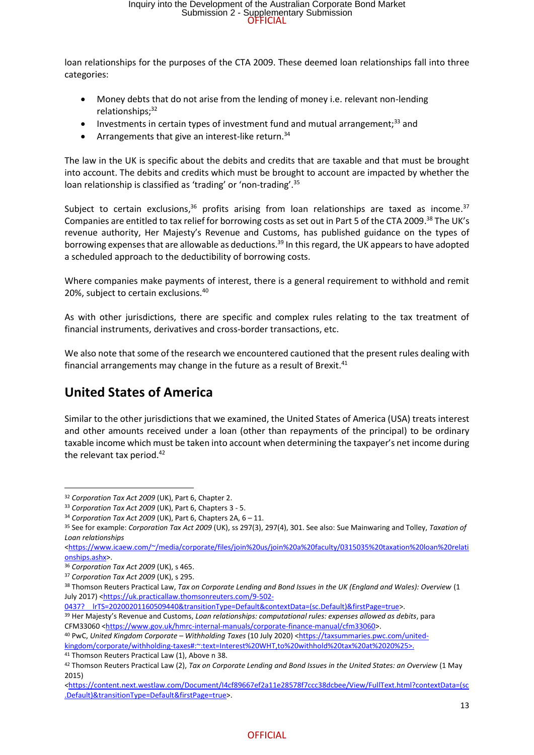loan relationships for the purposes of the CTA 2009. These deemed loan relationships fall into three categories:

- Money debts that do not arise from the lending of money i.e. relevant non-lending relationships;[32]
- Investments in certain types of investment fund and mutual arrangement;[33] and
- Arrangements that give an interest-like return.[34]

The law in the UK is specific about the debits and credits that are taxable and that must be brought into account. The debits and credits which must be brought to account are impacted by whether the loan relationship is classified as 'trading' or 'non-trading'.[35]

Subject to certain exclusions,[36] profits arising from loan relationships are taxed as income.[37] Companies are entitled to tax relief for borrowing costs as set out in Part 5 of the CTA 2009.[38] The UK's revenue authority, Her Majesty's Revenue and Customs, has published guidance on the types of borrowing expenses that are allowable as deductions.[39] In this regard, the UK appears to have adopted a scheduled approach to the deductibility of borrowing costs.

Where companies make payments of interest, there is a general requirement to withhold and remit 20%, subject to certain exclusions.[40]

As with other jurisdictions, there are specific and complex rules relating to the tax treatment of financial instruments, derivatives and cross-border transactions, etc.

We also note that some of the research we encountered cautioned that the present rules dealing with financial arrangements may change in the future as a result of Brexit.[41]

## United States of America

Similar to the other jurisdictions that we examined, the United States of America (USA) treats interest and other amounts received under a loan (other than repayments of the principal) to be ordinary taxable income which must be taken into account when determining the taxpayer's net income during the relevant tax period.[42]

---

[32] *Corporation Tax Act 2009* (UK), Part 6, Chapter 2.

[33] *Corporation Tax Act 2009* (UK), Part 6, Chapters 3 - 5.

[34] *Corporation Tax Act 2009* (UK), Part 6, Chapters 2A, 6 – 11.

[35] See for example: *Corporation Tax Act 2009* (UK), ss 297(3), 297(4), 301. See also: Sue Mainwaring and Tolley, *Taxation of Loan relationships* <https://www.icaew.com/~/media/corporate/files/join%20us/join%20a%20faculty/0315035%20taxation%20loan%20relationships.ashx>.

[36] *Corporation Tax Act 2009* (UK), s 465.

[37] *Corporation Tax Act 2009* (UK), s 295.

[38] Thomson Reuters Practical Law, *Tax on Corporate Lending and Bond Issues in the UK (England and Wales): Overview* (1 July 2017) <https://uk.practicallaw.thomsonreuters.com/9-502-0437?__lrTS=20200201160509440&transitionType=Default&contextData=(sc.Default)&firstPage=true>.

[39] Her Majesty's Revenue and Customs, *Loan relationships: computational rules: expenses allowed as debits*, para CFM33060 <https://www.gov.uk/hmrc-internal-manuals/corporate-finance-manual/cfm33060>.

[40] PwC, *United Kingdom Corporate – Withholding Taxes* (10 July 2020) <https://taxsummaries.pwc.com/united-kingdom/corporate/withholding-taxes#:~:text=Interest%20WHT,to%20withhold%20tax%20at%2020%25>.

[41] Thomson Reuters Practical Law (1), Above n 38.

[42] Thomson Reuters Practical Law (2), *Tax on Corporate Lending and Bond Issues in the United States: an Overview* (1 May 2015) <https://content.next.westlaw.com/Document/I4cf89667ef2a11e28578f7ccc38dcbee/View/FullText.html?contextData=(sc.Default)&transitionType=Default&firstPage=true>.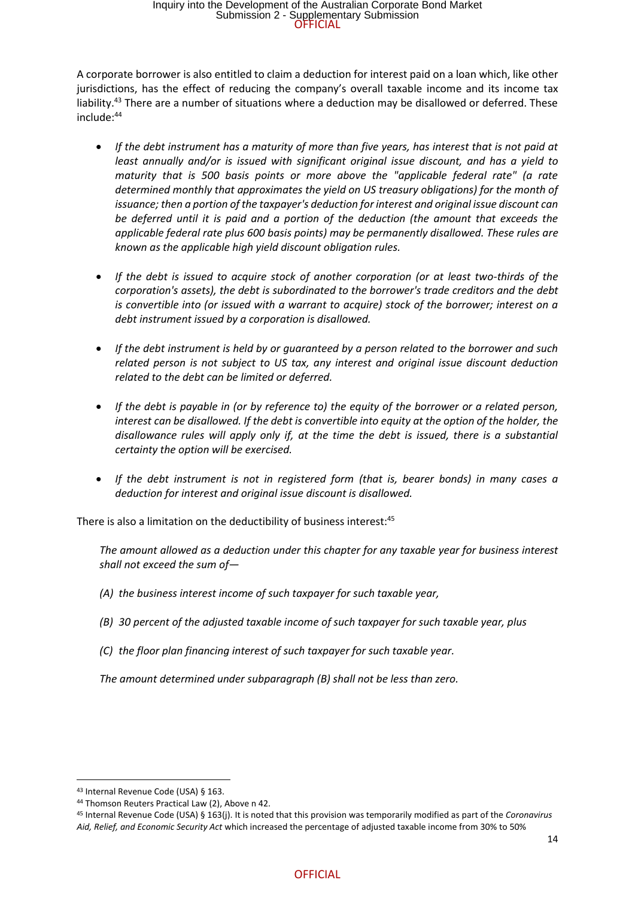A corporate borrower is also entitled to claim a deduction for interest paid on a loan which, like other jurisdictions, has the effect of reducing the company's overall taxable income and its income tax liability.[43] There are a number of situations where a deduction may be disallowed or deferred. These include:[44]

- *If the debt instrument has a maturity of more than five years, has interest that is not paid at least annually and/or is issued with significant original issue discount, and has a yield to maturity that is 500 basis points or more above the "applicable federal rate" (a rate determined monthly that approximates the yield on US treasury obligations) for the month of issuance; then a portion of the taxpayer's deduction for interest and original issue discount can be deferred until it is paid and a portion of the deduction (the amount that exceeds the applicable federal rate plus 600 basis points) may be permanently disallowed. These rules are known as the applicable high yield discount obligation rules.*

- *If the debt is issued to acquire stock of another corporation (or at least two-thirds of the corporation's assets), the debt is subordinated to the borrower's trade creditors and the debt is convertible into (or issued with a warrant to acquire) stock of the borrower; interest on a debt instrument issued by a corporation is disallowed.*

- *If the debt instrument is held by or guaranteed by a person related to the borrower and such related person is not subject to US tax, any interest and original issue discount deduction related to the debt can be limited or deferred.*

- *If the debt is payable in (or by reference to) the equity of the borrower or a related person, interest can be disallowed. If the debt is convertible into equity at the option of the holder, the disallowance rules will apply only if, at the time the debt is issued, there is a substantial certainty the option will be exercised.*

- *If the debt instrument is not in registered form (that is, bearer bonds) in many cases a deduction for interest and original issue discount is disallowed.*

There is also a limitation on the deductibility of business interest:[45]

> *The amount allowed as a deduction under this chapter for any taxable year for business interest shall not exceed the sum of—*
>
> *(A) the business interest income of such taxpayer for such taxable year,*
>
> *(B) 30 percent of the adjusted taxable income of such taxpayer for such taxable year, plus*
>
> *(C) the floor plan financing interest of such taxpayer for such taxable year.*
>
> *The amount determined under subparagraph (B) shall not be less than zero.*

---

[43] Internal Revenue Code (USA) § 163.

[44] Thomson Reuters Practical Law (2), Above n 42.

[45] Internal Revenue Code (USA) § 163(j). It is noted that this provision was temporarily modified as part of the *Coronavirus Aid, Relief, and Economic Security Act* which increased the percentage of adjusted taxable income from 30% to 50%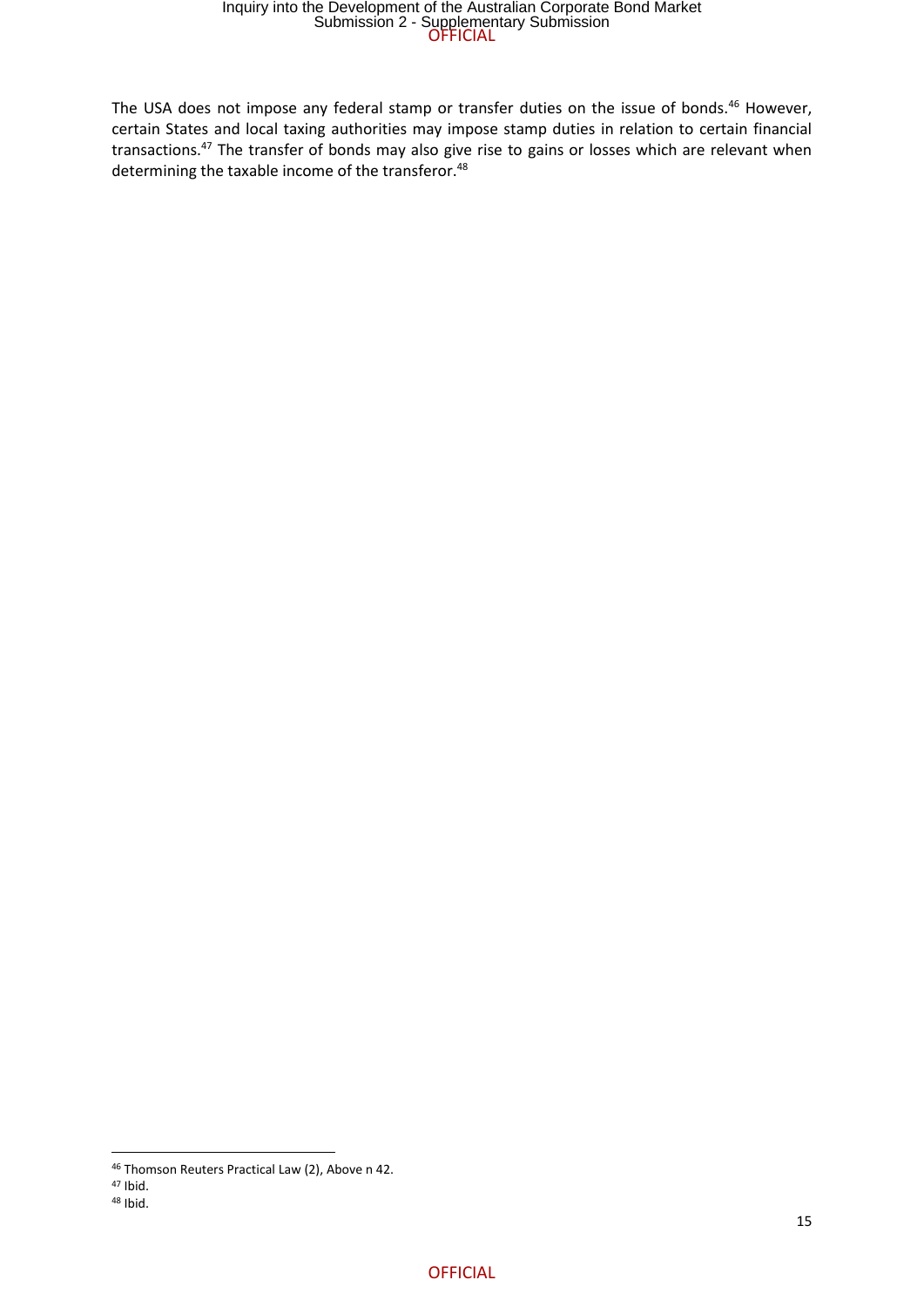The USA does not impose any federal stamp or transfer duties on the issue of bonds.[46] However, certain States and local taxing authorities may impose stamp duties in relation to certain financial transactions.[47] The transfer of bonds may also give rise to gains or losses which are relevant when determining the taxable income of the transferor.[48]

---

[46] Thomson Reuters Practical Law (2), Above n 42.

[47] Ibid.

[48] Ibid.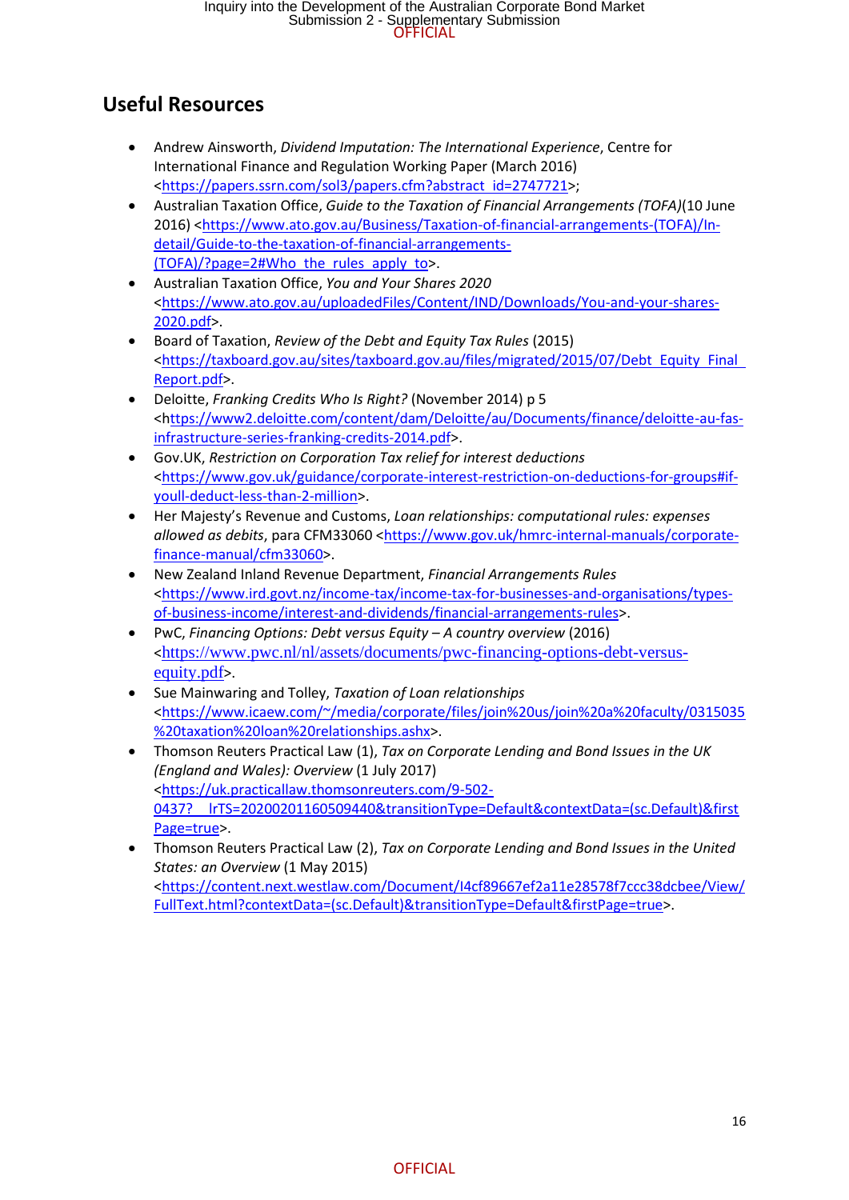## Useful Resources

- Andrew Ainsworth, *Dividend Imputation: The International Experience*, Centre for International Finance and Regulation Working Paper (March 2016) <https://papers.ssrn.com/sol3/papers.cfm?abstract_id=2747721>;
- Australian Taxation Office, *Guide to the Taxation of Financial Arrangements (TOFA)*(10 June 2016) <https://www.ato.gov.au/Business/Taxation-of-financial-arrangements-(TOFA)/In-detail/Guide-to-the-taxation-of-financial-arrangements-(TOFA)/?page=2#Who_the_rules_apply_to>.
- Australian Taxation Office, *You and Your Shares 2020* <https://www.ato.gov.au/uploadedFiles/Content/IND/Downloads/You-and-your-shares-2020.pdf>.
- Board of Taxation, *Review of the Debt and Equity Tax Rules* (2015) <https://taxboard.gov.au/sites/taxboard.gov.au/files/migrated/2015/07/Debt_Equity_Final_Report.pdf>.
- Deloitte, *Franking Credits Who Is Right?* (November 2014) p 5 <https://www2.deloitte.com/content/dam/Deloitte/au/Documents/finance/deloitte-au-fas-infrastructure-series-franking-credits-2014.pdf>.
- Gov.UK, *Restriction on Corporation Tax relief for interest deductions* <https://www.gov.uk/guidance/corporate-interest-restriction-on-deductions-for-groups#if-youll-deduct-less-than-2-million>.
- Her Majesty's Revenue and Customs, *Loan relationships: computational rules: expenses allowed as debits*, para CFM33060 <https://www.gov.uk/hmrc-internal-manuals/corporate-finance-manual/cfm33060>.
- New Zealand Inland Revenue Department, *Financial Arrangements Rules* <https://www.ird.govt.nz/income-tax/income-tax-for-businesses-and-organisations/types-of-business-income/interest-and-dividends/financial-arrangements-rules>.
- PwC, *Financing Options: Debt versus Equity – A country overview* (2016) <https://www.pwc.nl/nl/assets/documents/pwc-financing-options-debt-versus-equity.pdf>.
- Sue Mainwaring and Tolley, *Taxation of Loan relationships* <https://www.icaew.com/~/media/corporate/files/join%20us/join%20a%20faculty/0315035%20taxation%20loan%20relationships.ashx>.
- Thomson Reuters Practical Law (1), *Tax on Corporate Lending and Bond Issues in the UK (England and Wales): Overview* (1 July 2017) <https://uk.practicallaw.thomsonreuters.com/9-502-0437?__lrTS=20200201160509440&transitionType=Default&contextData=(sc.Default)&firstPage=true>.
- Thomson Reuters Practical Law (2), *Tax on Corporate Lending and Bond Issues in the United States: an Overview* (1 May 2015) <https://content.next.westlaw.com/Document/I4cf89667ef2a11e28578f7ccc38dcbee/View/FullText.html?contextData=(sc.Default)&transitionType=Default&firstPage=true>.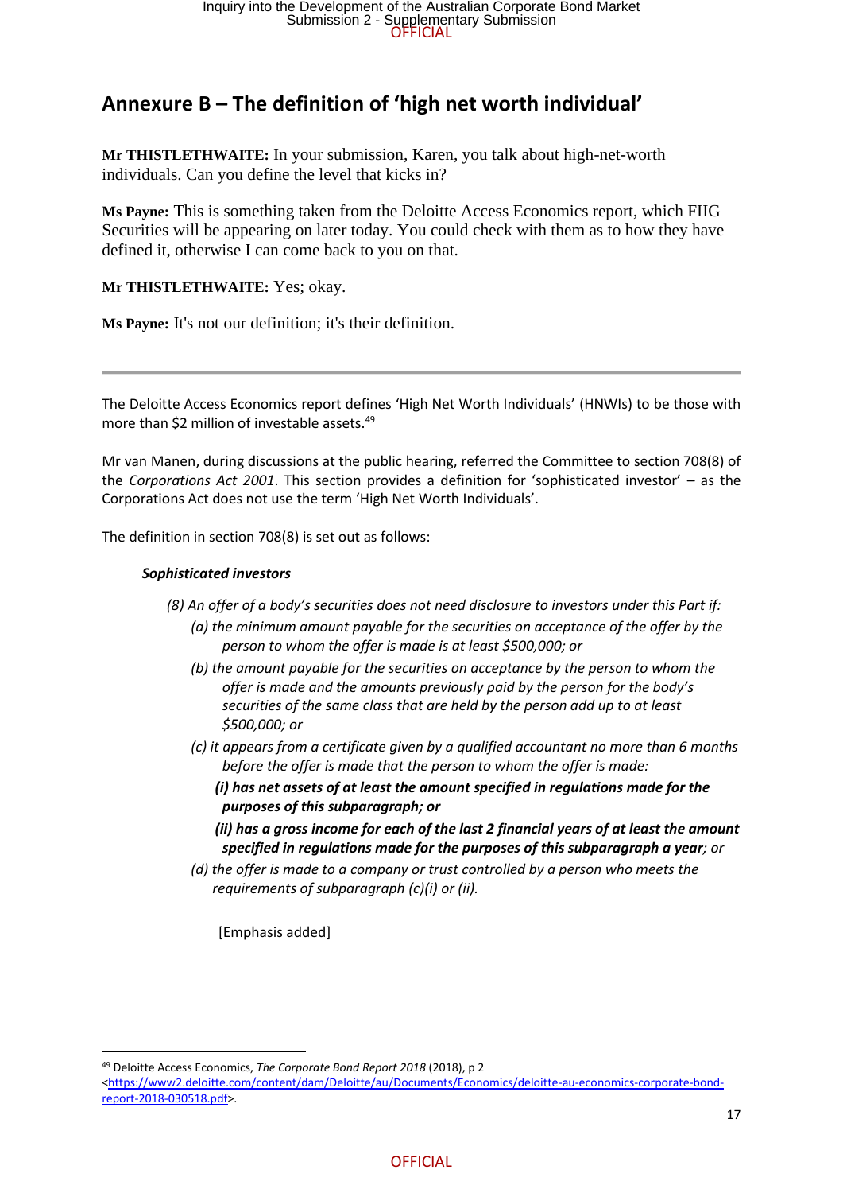# Annexure B – The definition of 'high net worth individual'

**Mr THISTLETHWAITE:** In your submission, Karen, you talk about high-net-worth individuals. Can you define the level that kicks in?

**Ms Payne:** This is something taken from the Deloitte Access Economics report, which FIIG Securities will be appearing on later today. You could check with them as to how they have defined it, otherwise I can come back to you on that.

**Mr THISTLETHWAITE:** Yes; okay.

**Ms Payne:** It's not our definition; it's their definition.

---

The Deloitte Access Economics report defines 'High Net Worth Individuals' (HNWIs) to be those with more than $2 million of investable assets.[49]

Mr van Manen, during discussions at the public hearing, referred the Committee to section 708(8) of the *Corporations Act 2001*. This section provides a definition for 'sophisticated investor' – as the Corporations Act does not use the term 'High Net Worth Individuals'.

The definition in section 708(8) is set out as follows:

> ***Sophisticated investors***
>
> *(8) An offer of a body's securities does not need disclosure to investors under this Part if:*
>
> *(a) the minimum amount payable for the securities on acceptance of the offer by the person to whom the offer is made is at least $500,000; or*
>
> *(b) the amount payable for the securities on acceptance by the person to whom the offer is made and the amounts previously paid by the person for the body's securities of the same class that are held by the person add up to at least $500,000; or*
>
> *(c) it appears from a certificate given by a qualified accountant no more than 6 months before the offer is made that the person to whom the offer is made:*
>
> ***(i) has net assets of at least the amount specified in regulations made for the purposes of this subparagraph; or***
>
> ***(ii) has a gross income for each of the last 2 financial years of at least the amount specified in regulations made for the purposes of this subparagraph a year****; or*
>
> *(d) the offer is made to a company or trust controlled by a person who meets the requirements of subparagraph (c)(i) or (ii).*
>
> [Emphasis added]

---

[49] Deloitte Access Economics, *The Corporate Bond Report 2018* (2018), p 2 <https://www2.deloitte.com/content/dam/Deloitte/au/Documents/Economics/deloitte-au-economics-corporate-bond-report-2018-030518.pdf>.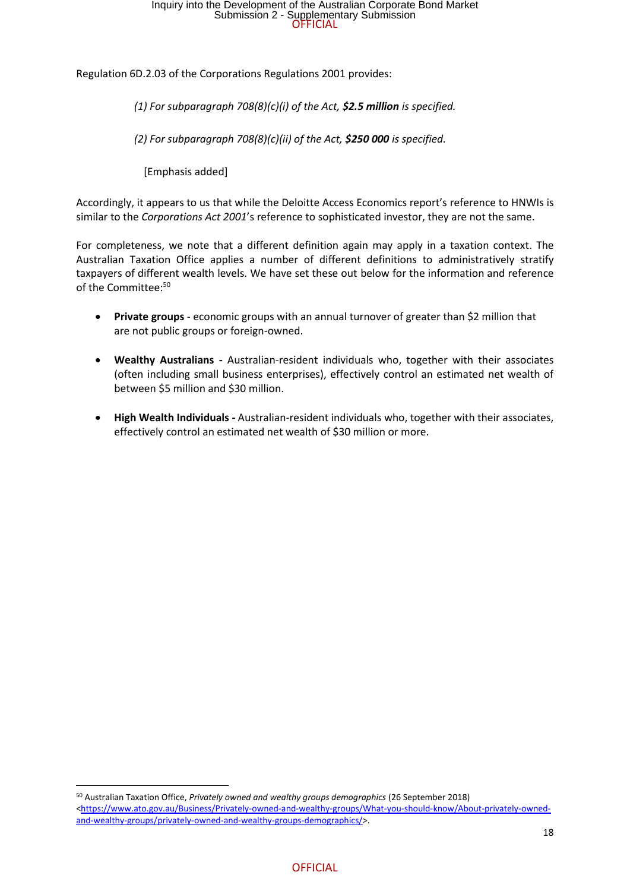Regulation 6D.2.03 of the Corporations Regulations 2001 provides:

> *(1) For subparagraph 708(8)(c)(i) of the Act, **$2.5 million** is specified.*
>
> *(2) For subparagraph 708(8)(c)(ii) of the Act, **$250 000** is specified.*
>
> [Emphasis added]

Accordingly, it appears to us that while the Deloitte Access Economics report's reference to HNWIs is similar to the *Corporations Act 2001*'s reference to sophisticated investor, they are not the same.

For completeness, we note that a different definition again may apply in a taxation context. The Australian Taxation Office applies a number of different definitions to administratively stratify taxpayers of different wealth levels. We have set these out below for the information and reference of the Committee:[50]

- **Private groups** - economic groups with an annual turnover of greater than $2 million that are not public groups or foreign-owned.
- **Wealthy Australians -** Australian-resident individuals who, together with their associates (often including small business enterprises), effectively control an estimated net wealth of between $5 million and $30 million.
- **High Wealth Individuals -** Australian-resident individuals who, together with their associates, effectively control an estimated net wealth of $30 million or more.

[50] Australian Taxation Office, *Privately owned and wealthy groups demographics* (26 September 2018) <https://www.ato.gov.au/Business/Privately-owned-and-wealthy-groups/What-you-should-know/About-privately-owned-and-wealthy-groups/privately-owned-and-wealthy-groups-demographics/>.